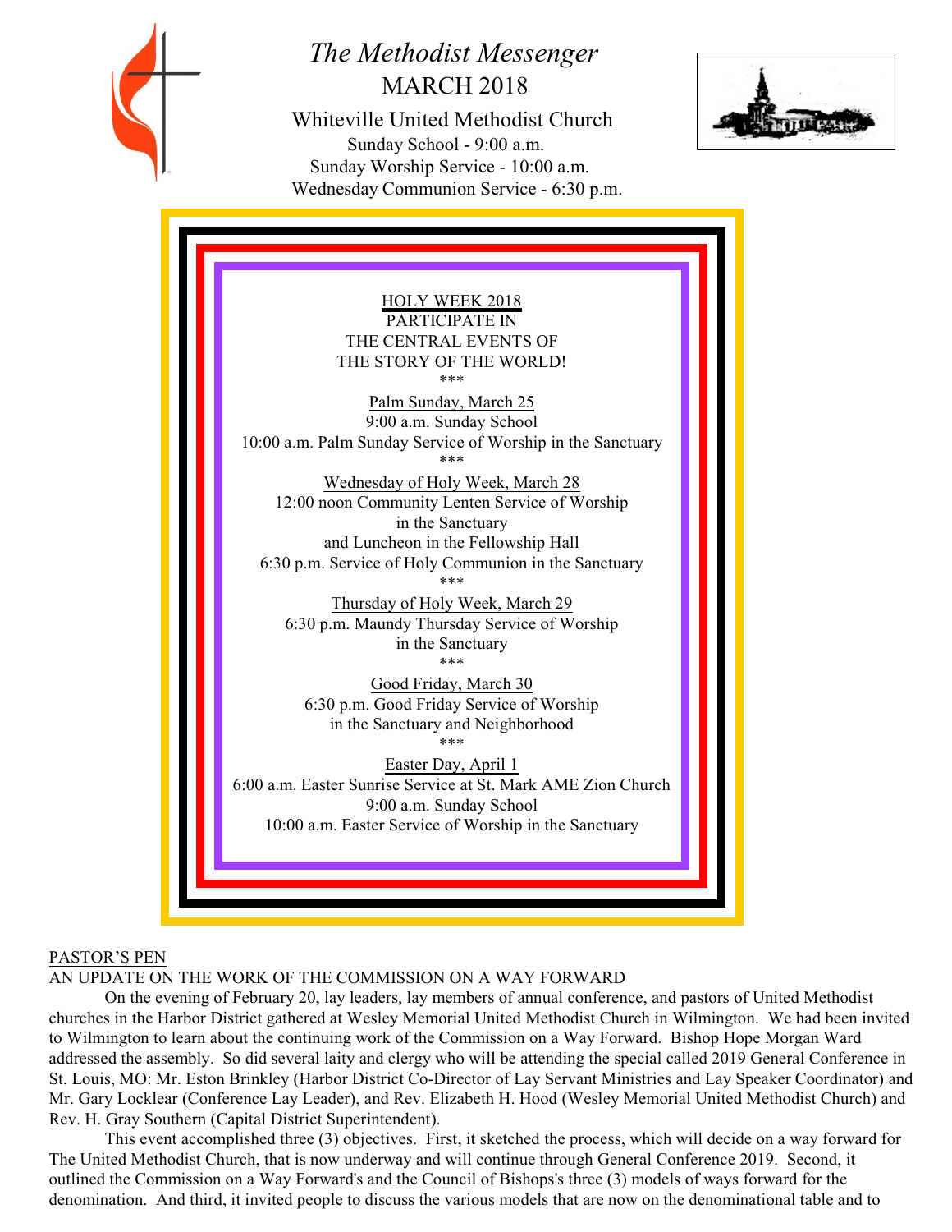# *The Methodist Messenger*

## MARCH 2018

### Whiteville United Methodist Church

Sunday School - 9:00 a.m.
Sunday Worship Service - 10:00 a.m.
Wednesday Communion Service - 6:30 p.m.

HOLY WEEK 2018
PARTICIPATE IN
THE CENTRAL EVENTS OF
THE STORY OF THE WORLD!

***

Palm Sunday, March 25
9:00 a.m. Sunday School
10:00 a.m. Palm Sunday Service of Worship in the Sanctuary

***

Wednesday of Holy Week, March 28
12:00 noon Community Lenten Service of Worship
in the Sanctuary
and Luncheon in the Fellowship Hall
6:30 p.m. Service of Holy Communion in the Sanctuary

***

Thursday of Holy Week, March 29
6:30 p.m. Maundy Thursday Service of Worship
in the Sanctuary

***

Good Friday, March 30
6:30 p.m. Good Friday Service of Worship
in the Sanctuary and Neighborhood

***

Easter Day, April 1
6:00 a.m. Easter Sunrise Service at St. Mark AME Zion Church
9:00 a.m. Sunday School
10:00 a.m. Easter Service of Worship in the Sanctuary

PASTOR'S PEN

AN UPDATE ON THE WORK OF THE COMMISSION ON A WAY FORWARD

On the evening of February 20, lay leaders, lay members of annual conference, and pastors of United Methodist churches in the Harbor District gathered at Wesley Memorial United Methodist Church in Wilmington. We had been invited to Wilmington to learn about the continuing work of the Commission on a Way Forward. Bishop Hope Morgan Ward addressed the assembly. So did several laity and clergy who will be attending the special called 2019 General Conference in St. Louis, MO: Mr. Eston Brinkley (Harbor District Co-Director of Lay Servant Ministries and Lay Speaker Coordinator) and Mr. Gary Locklear (Conference Lay Leader), and Rev. Elizabeth H. Hood (Wesley Memorial United Methodist Church) and Rev. H. Gray Southern (Capital District Superintendent).

This event accomplished three (3) objectives. First, it sketched the process, which will decide on a way forward for The United Methodist Church, that is now underway and will continue through General Conference 2019. Second, it outlined the Commission on a Way Forward's and the Council of Bishops's three (3) models of ways forward for the denomination. And third, it invited people to discuss the various models that are now on the denominational table and to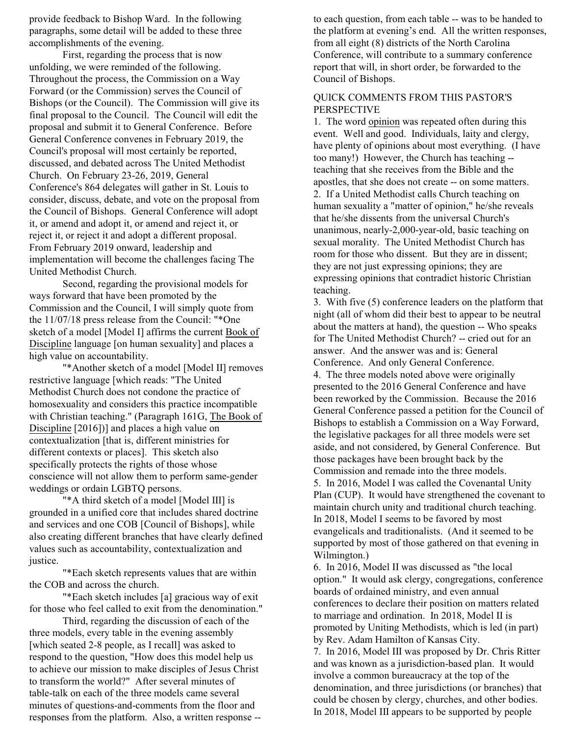provide feedback to Bishop Ward. In the following paragraphs, some detail will be added to these three accomplishments of the evening.

First, regarding the process that is now unfolding, we were reminded of the following. Throughout the process, the Commission on a Way Forward (or the Commission) serves the Council of Bishops (or the Council). The Commission will give its final proposal to the Council. The Council will edit the proposal and submit it to General Conference. Before General Conference convenes in February 2019, the Council's proposal will most certainly be reported, discussed, and debated across The United Methodist Church. On February 23-26, 2019, General Conference's 864 delegates will gather in St. Louis to consider, discuss, debate, and vote on the proposal from the Council of Bishops. General Conference will adopt it, or amend and adopt it, or amend and reject it, or reject it, or reject it and adopt a different proposal. From February 2019 onward, leadership and implementation will become the challenges facing The United Methodist Church.

Second, regarding the provisional models for ways forward that have been promoted by the Commission and the Council, I will simply quote from the 11/07/18 press release from the Council: "*One sketch of a model [Model I] affirms the current Book of Discipline language [on human sexuality] and places a high value on accountability.

"*Another sketch of a model [Model II] removes restrictive language [which reads: "The United Methodist Church does not condone the practice of homosexuality and considers this practice incompatible with Christian teaching." (Paragraph 161G, The Book of Discipline [2016])] and places a high value on contextualization [that is, different ministries for different contexts or places]. This sketch also specifically protects the rights of those whose conscience will not allow them to perform same-gender weddings or ordain LGBTQ persons.

"*A third sketch of a model [Model III] is grounded in a unified core that includes shared doctrine and services and one COB [Council of Bishops], while also creating different branches that have clearly defined values such as accountability, contextualization and justice.

"*Each sketch represents values that are within the COB and across the church.

"*Each sketch includes [a] gracious way of exit for those who feel called to exit from the denomination."

Third, regarding the discussion of each of the three models, every table in the evening assembly [which seated 2-8 people, as I recall] was asked to respond to the question, "How does this model help us to achieve our mission to make disciples of Jesus Christ to transform the world?" After several minutes of table-talk on each of the three models came several minutes of questions-and-comments from the floor and responses from the platform. Also, a written response -- to each question, from each table -- was to be handed to the platform at evening's end. All the written responses, from all eight (8) districts of the North Carolina Conference, will contribute to a summary conference report that will, in short order, be forwarded to the Council of Bishops.

## QUICK COMMENTS FROM THIS PASTOR'S PERSPECTIVE

1. The word opinion was repeated often during this event. Well and good. Individuals, laity and clergy, have plenty of opinions about most everything. (I have too many!) However, the Church has teaching -- teaching that she receives from the Bible and the apostles, that she does not create -- on some matters.
2. If a United Methodist calls Church teaching on human sexuality a "matter of opinion," he/she reveals that he/she dissents from the universal Church's unanimous, nearly-2,000-year-old, basic teaching on sexual morality. The United Methodist Church has room for those who dissent. But they are in dissent; they are not just expressing opinions; they are expressing opinions that contradict historic Christian teaching.
3. With five (5) conference leaders on the platform that night (all of whom did their best to appear to be neutral about the matters at hand), the question -- Who speaks for The United Methodist Church? -- cried out for an answer. And the answer was and is: General Conference. And only General Conference.
4. The three models noted above were originally presented to the 2016 General Conference and have been reworked by the Commission. Because the 2016 General Conference passed a petition for the Council of Bishops to establish a Commission on a Way Forward, the legislative packages for all three models were set aside, and not considered, by General Conference. But those packages have been brought back by the Commission and remade into the three models.
5. In 2016, Model I was called the Covenantal Unity Plan (CUP). It would have strengthened the covenant to maintain church unity and traditional church teaching. In 2018, Model I seems to be favored by most evangelicals and traditionalists. (And it seemed to be supported by most of those gathered on that evening in Wilmington.)
6. In 2016, Model II was discussed as "the local option." It would ask clergy, congregations, conference boards of ordained ministry, and even annual conferences to declare their position on matters related to marriage and ordination. In 2018, Model II is promoted by Uniting Methodists, which is led (in part) by Rev. Adam Hamilton of Kansas City.
7. In 2016, Model III was proposed by Dr. Chris Ritter and was known as a jurisdiction-based plan. It would involve a common bureaucracy at the top of the denomination, and three jurisdictions (or branches) that could be chosen by clergy, churches, and other bodies. In 2018, Model III appears to be supported by people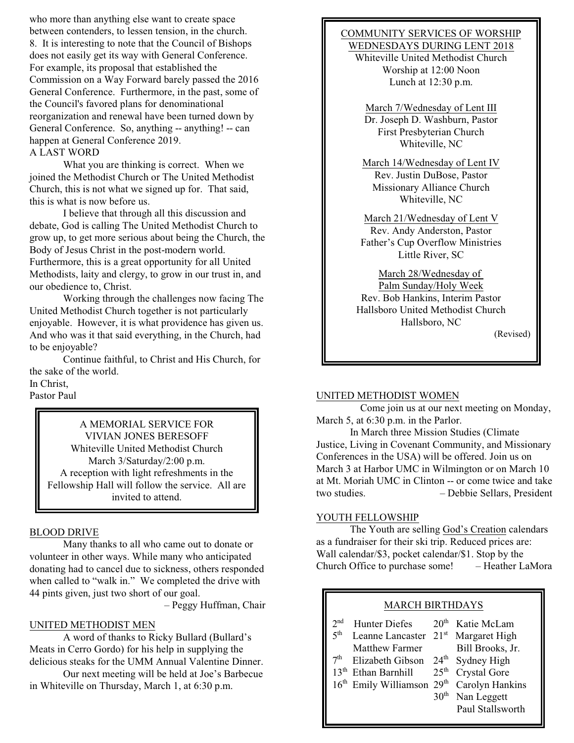who more than anything else want to create space between contenders, to lessen tension, in the church.

8. It is interesting to note that the Council of Bishops does not easily get its way with General Conference. For example, its proposal that established the Commission on a Way Forward barely passed the 2016 General Conference. Furthermore, in the past, some of the Council's favored plans for denominational reorganization and renewal have been turned down by General Conference. So, anything -- anything! -- can happen at General Conference 2019.

A LAST WORD

What you are thinking is correct. When we joined the Methodist Church or The United Methodist Church, this is not what we signed up for. That said, this is what is now before us.

I believe that through all this discussion and debate, God is calling The United Methodist Church to grow up, to get more serious about being the Church, the Body of Jesus Christ in the post-modern world. Furthermore, this is a great opportunity for all United Methodists, laity and clergy, to grow in our trust in, and our obedience to, Christ.

Working through the challenges now facing The United Methodist Church together is not particularly enjoyable. However, it is what providence has given us. And who was it that said everything, in the Church, had to be enjoyable?

Continue faithful, to Christ and His Church, for the sake of the world.

In Christ,
Pastor Paul

---

A MEMORIAL SERVICE FOR
VIVIAN JONES BERESOFF
Whiteville United Methodist Church
March 3/Saturday/2:00 p.m.
A reception with light refreshments in the Fellowship Hall will follow the service. All are invited to attend.

---

## BLOOD DRIVE

Many thanks to all who came out to donate or volunteer in other ways. While many who anticipated donating had to cancel due to sickness, others responded when called to "walk in." We completed the drive with 44 pints given, just two short of our goal.

– Peggy Huffman, Chair

## UNITED METHODIST MEN

A word of thanks to Ricky Bullard (Bullard's Meats in Cerro Gordo) for his help in supplying the delicious steaks for the UMM Annual Valentine Dinner.

Our next meeting will be held at Joe's Barbecue in Whiteville on Thursday, March 1, at 6:30 p.m.

---

COMMUNITY SERVICES OF WORSHIP
WEDNESDAYS DURING LENT 2018
Whiteville United Methodist Church
Worship at 12:00 Noon
Lunch at 12:30 p.m.

March 7/Wednesday of Lent III
Dr. Joseph D. Washburn, Pastor
First Presbyterian Church
Whiteville, NC

March 14/Wednesday of Lent IV
Rev. Justin DuBose, Pastor
Missionary Alliance Church
Whiteville, NC

March 21/Wednesday of Lent V
Rev. Andy Anderston, Pastor
Father's Cup Overflow Ministries
Little River, SC

March 28/Wednesday of Palm Sunday/Holy Week
Rev. Bob Hankins, Interim Pastor
Hallsboro United Methodist Church
Hallsboro, NC

(Revised)

---

## UNITED METHODIST WOMEN

Come join us at our next meeting on Monday, March 5, at 6:30 p.m. in the Parlor.

In March three Mission Studies (Climate Justice, Living in Covenant Community, and Missionary Conferences in the USA) will be offered. Join us on March 3 at Harbor UMC in Wilmington or on March 10 at Mt. Moriah UMC in Clinton -- or come twice and take two studies.

– Debbie Sellars, President

## YOUTH FELLOWSHIP

The Youth are selling God's Creation calendars as a fundraiser for their ski trip. Reduced prices are: Wall calendar/$3, pocket calendar/$1. Stop by the Church Office to purchase some!

– Heather LaMora

---

MARCH BIRTHDAYS

| | | | |
|---|---|---|---|
| 2nd | Hunter Diefes | 20th | Katie McLam |
| 5th | Leanne Lancaster | 21st | Margaret High |
| | Matthew Farmer | | Bill Brooks, Jr. |
| 7th | Elizabeth Gibson | 24th | Sydney High |
| 13th | Ethan Barnhill | 25th | Crystal Gore |
| 16th | Emily Williamson | 29th | Carolyn Hankins |
| | | 30th | Nan Leggett |
| | | | Paul Stallsworth |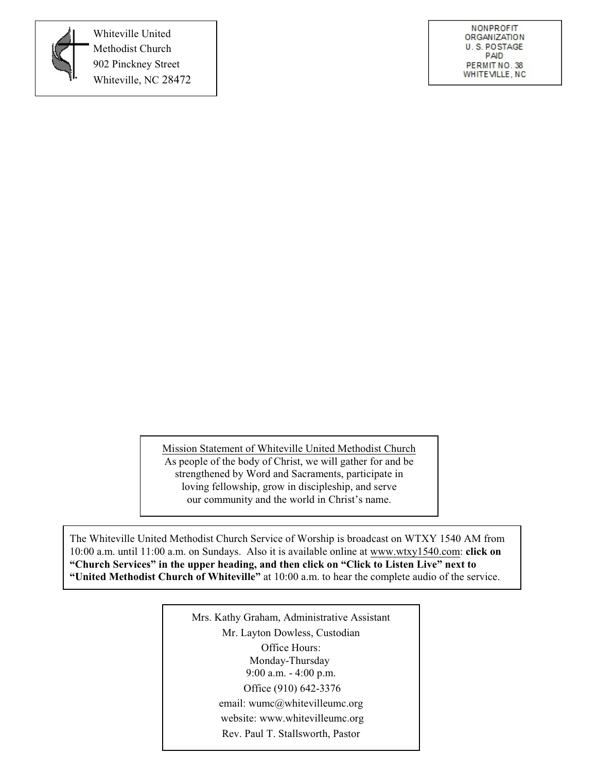Whiteville United
Methodist Church
902 Pinckney Street
Whiteville, NC 28472

NONPROFIT
ORGANIZATION
U. S. POSTAGE
PAID
PERMIT NO. 38
WHITEVILLE, NC

Mission Statement of Whiteville United Methodist Church
As people of the body of Christ, we will gather for and be strengthened by Word and Sacraments, participate in loving fellowship, grow in discipleship, and serve our community and the world in Christ's name.

The Whiteville United Methodist Church Service of Worship is broadcast on WTXY 1540 AM from 10:00 a.m. until 11:00 a.m. on Sundays. Also it is available online at www.wtxy1540.com: **click on "Church Services" in the upper heading, and then click on "Click to Listen Live" next to "United Methodist Church of Whiteville"** at 10:00 a.m. to hear the complete audio of the service.

Mrs. Kathy Graham, Administrative Assistant
Mr. Layton Dowless, Custodian
Office Hours:
Monday-Thursday
9:00 a.m. - 4:00 p.m.
Office (910) 642-3376
email: wumc@whitevilleumc.org
website: www.whitevilleumc.org
Rev. Paul T. Stallsworth, Pastor